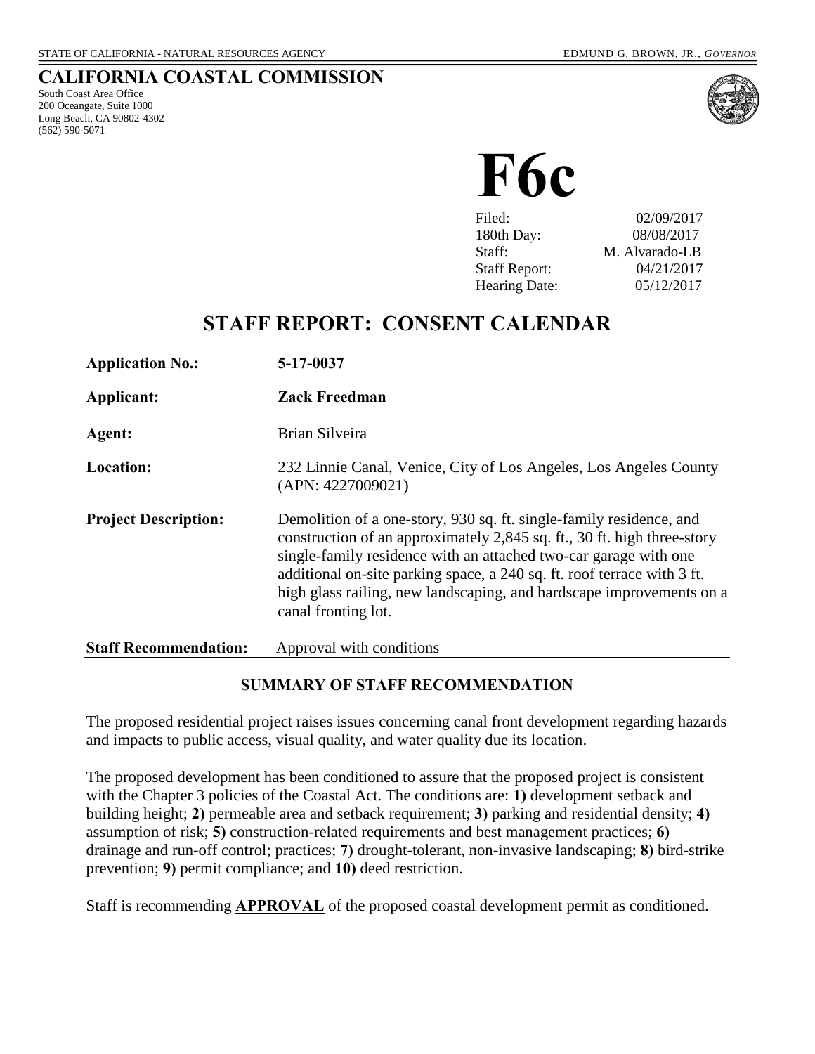STATE OF CALIFORNIA - NATURAL RESOURCES AGENCY EDMUND G. BROWN, JR., *GOVERNOR*

# CALIFORNIA COASTAL COMMISSION

South Coast Area Office
200 Oceangate, Suite 1000
Long Beach, CA 90802-4302
(562) 590-5071

# F6c

| | |
|---|---|
| Filed: | 02/09/2017 |
| 180th Day: | 08/08/2017 |
| Staff: | M. Alvarado-LB |
| Staff Report: | 04/21/2017 |
| Hearing Date: | 05/12/2017 |

## STAFF REPORT: CONSENT CALENDAR

| | |
|---|---|
| **Application No.:** | **5-17-0037** |
| **Applicant:** | **Zack Freedman** |
| **Agent:** | Brian Silveira |
| **Location:** | 232 Linnie Canal, Venice, City of Los Angeles, Los Angeles County (APN: 4227009021) |
| **Project Description:** | Demolition of a one-story, 930 sq. ft. single-family residence, and construction of an approximately 2,845 sq. ft., 30 ft. high three-story single-family residence with an attached two-car garage with one additional on-site parking space, a 240 sq. ft. roof terrace with 3 ft. high glass railing, new landscaping, and hardscape improvements on a canal fronting lot. |
| **Staff Recommendation:** | Approval with conditions |

### SUMMARY OF STAFF RECOMMENDATION

The proposed residential project raises issues concerning canal front development regarding hazards and impacts to public access, visual quality, and water quality due its location.

The proposed development has been conditioned to assure that the proposed project is consistent with the Chapter 3 policies of the Coastal Act. The conditions are: **1)** development setback and building height; **2)** permeable area and setback requirement; **3)** parking and residential density; **4)** assumption of risk; **5)** construction-related requirements and best management practices; **6)** drainage and run-off control; practices; **7)** drought-tolerant, non-invasive landscaping; **8)** bird-strike prevention; **9)** permit compliance; and **10)** deed restriction.

Staff is recommending **APPROVAL** of the proposed coastal development permit as conditioned.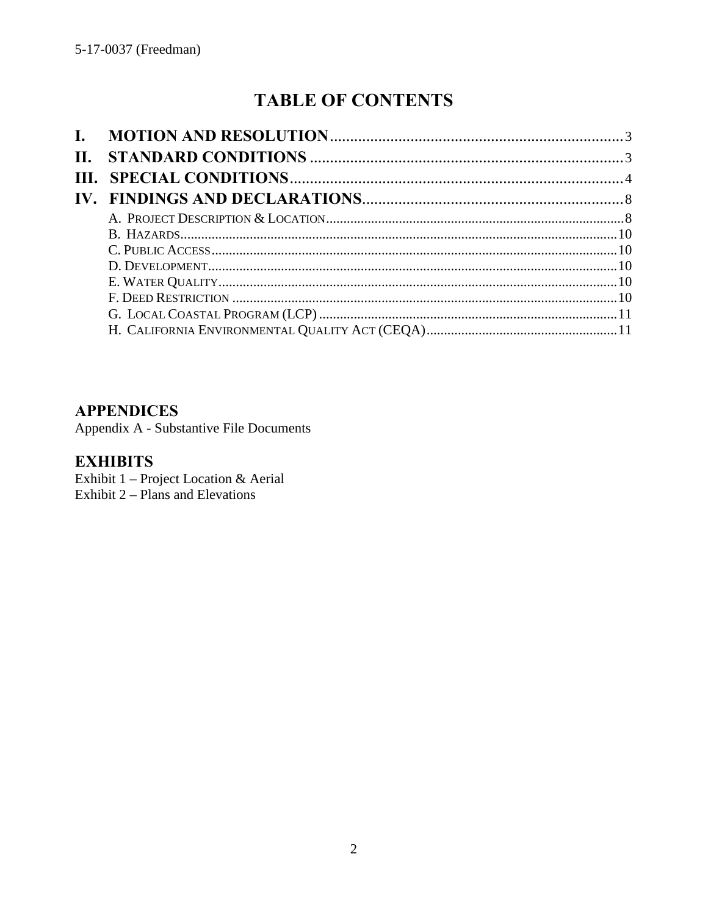# TABLE OF CONTENTS

| | | |
|---|---|---|
| **I.** | **MOTION AND RESOLUTION** | 3 |
| **II.** | **STANDARD CONDITIONS** | 3 |
| **III.** | **SPECIAL CONDITIONS** | 4 |
| **IV.** | **FINDINGS AND DECLARATIONS** | 8 |
| | A. PROJECT DESCRIPTION & LOCATION | 8 |
| | B. HAZARDS | 10 |
| | C. PUBLIC ACCESS | 10 |
| | D. DEVELOPMENT | 10 |
| | E. WATER QUALITY | 10 |
| | F. DEED RESTRICTION | 10 |
| | G. LOCAL COASTAL PROGRAM (LCP) | 11 |
| | H. CALIFORNIA ENVIRONMENTAL QUALITY ACT (CEQA) | 11 |

## APPENDICES

Appendix A - Substantive File Documents

## EXHIBITS

Exhibit 1 – Project Location & Aerial
Exhibit 2 – Plans and Elevations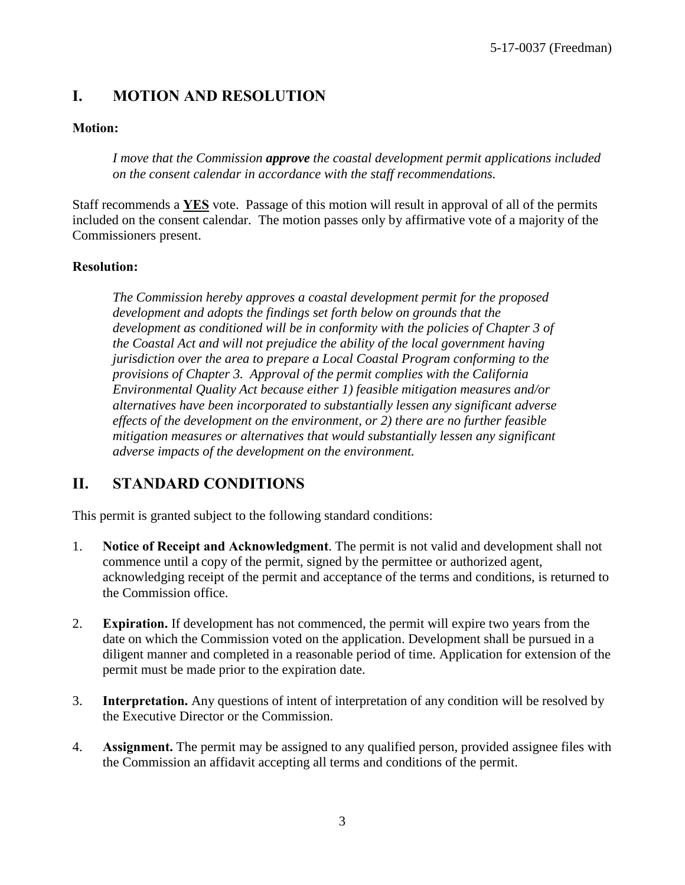## I. MOTION AND RESOLUTION

**Motion:**

> *I move that the Commission **approve** the coastal development permit applications included on the consent calendar in accordance with the staff recommendations.*

Staff recommends a **YES** vote. Passage of this motion will result in approval of all of the permits included on the consent calendar. The motion passes only by affirmative vote of a majority of the Commissioners present.

**Resolution:**

> *The Commission hereby approves a coastal development permit for the proposed development and adopts the findings set forth below on grounds that the development as conditioned will be in conformity with the policies of Chapter 3 of the Coastal Act and will not prejudice the ability of the local government having jurisdiction over the area to prepare a Local Coastal Program conforming to the provisions of Chapter 3. Approval of the permit complies with the California Environmental Quality Act because either 1) feasible mitigation measures and/or alternatives have been incorporated to substantially lessen any significant adverse effects of the development on the environment, or 2) there are no further feasible mitigation measures or alternatives that would substantially lessen any significant adverse impacts of the development on the environment.*

## II. STANDARD CONDITIONS

This permit is granted subject to the following standard conditions:

1. **Notice of Receipt and Acknowledgment**. The permit is not valid and development shall not commence until a copy of the permit, signed by the permittee or authorized agent, acknowledging receipt of the permit and acceptance of the terms and conditions, is returned to the Commission office.

2. **Expiration.** If development has not commenced, the permit will expire two years from the date on which the Commission voted on the application. Development shall be pursued in a diligent manner and completed in a reasonable period of time. Application for extension of the permit must be made prior to the expiration date.

3. **Interpretation.** Any questions of intent of interpretation of any condition will be resolved by the Executive Director or the Commission.

4. **Assignment.** The permit may be assigned to any qualified person, provided assignee files with the Commission an affidavit accepting all terms and conditions of the permit.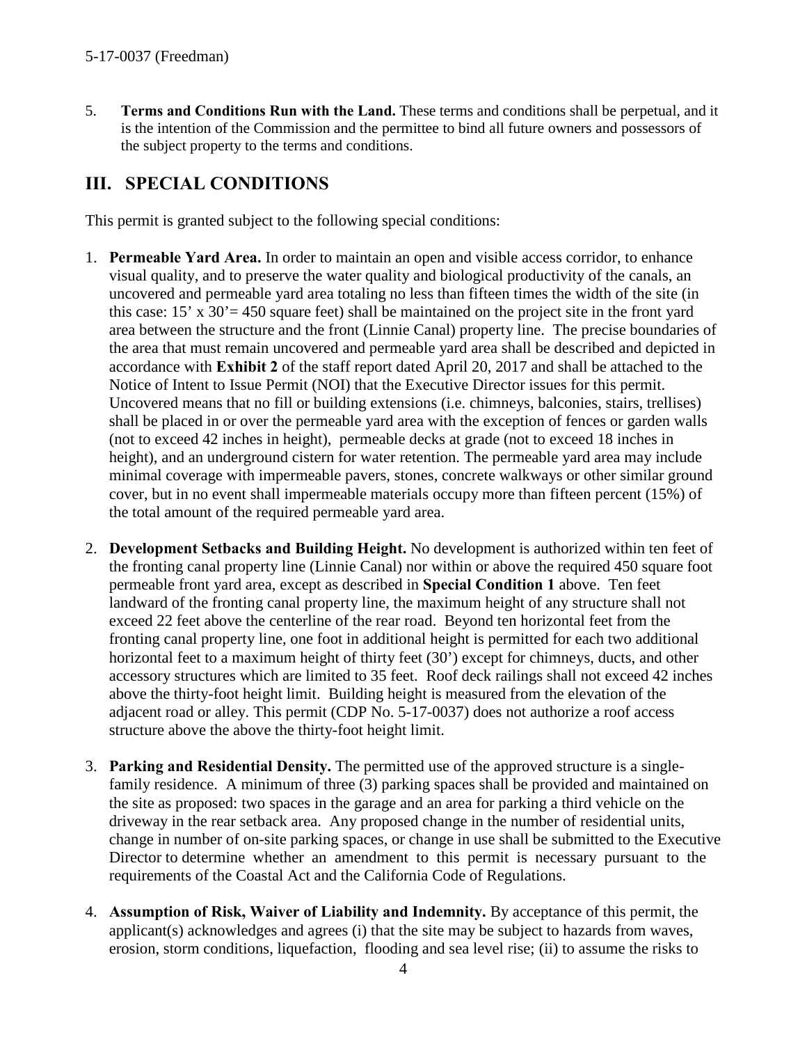5. **Terms and Conditions Run with the Land.** These terms and conditions shall be perpetual, and it is the intention of the Commission and the permittee to bind all future owners and possessors of the subject property to the terms and conditions.

## III. SPECIAL CONDITIONS

This permit is granted subject to the following special conditions:

1. **Permeable Yard Area.** In order to maintain an open and visible access corridor, to enhance visual quality, and to preserve the water quality and biological productivity of the canals, an uncovered and permeable yard area totaling no less than fifteen times the width of the site (in this case: 15' x 30'= 450 square feet) shall be maintained on the project site in the front yard area between the structure and the front (Linnie Canal) property line. The precise boundaries of the area that must remain uncovered and permeable yard area shall be described and depicted in accordance with **Exhibit 2** of the staff report dated April 20, 2017 and shall be attached to the Notice of Intent to Issue Permit (NOI) that the Executive Director issues for this permit. Uncovered means that no fill or building extensions (i.e. chimneys, balconies, stairs, trellises) shall be placed in or over the permeable yard area with the exception of fences or garden walls (not to exceed 42 inches in height), permeable decks at grade (not to exceed 18 inches in height), and an underground cistern for water retention. The permeable yard area may include minimal coverage with impermeable pavers, stones, concrete walkways or other similar ground cover, but in no event shall impermeable materials occupy more than fifteen percent (15%) of the total amount of the required permeable yard area.

2. **Development Setbacks and Building Height.** No development is authorized within ten feet of the fronting canal property line (Linnie Canal) nor within or above the required 450 square foot permeable front yard area, except as described in **Special Condition 1** above. Ten feet landward of the fronting canal property line, the maximum height of any structure shall not exceed 22 feet above the centerline of the rear road. Beyond ten horizontal feet from the fronting canal property line, one foot in additional height is permitted for each two additional horizontal feet to a maximum height of thirty feet (30') except for chimneys, ducts, and other accessory structures which are limited to 35 feet. Roof deck railings shall not exceed 42 inches above the thirty-foot height limit. Building height is measured from the elevation of the adjacent road or alley. This permit (CDP No. 5-17-0037) does not authorize a roof access structure above the above the thirty-foot height limit.

3. **Parking and Residential Density.** The permitted use of the approved structure is a single-family residence. A minimum of three (3) parking spaces shall be provided and maintained on the site as proposed: two spaces in the garage and an area for parking a third vehicle on the driveway in the rear setback area. Any proposed change in the number of residential units, change in number of on-site parking spaces, or change in use shall be submitted to the Executive Director to determine whether an amendment to this permit is necessary pursuant to the requirements of the Coastal Act and the California Code of Regulations.

4. **Assumption of Risk, Waiver of Liability and Indemnity.** By acceptance of this permit, the applicant(s) acknowledges and agrees (i) that the site may be subject to hazards from waves, erosion, storm conditions, liquefaction, flooding and sea level rise; (ii) to assume the risks to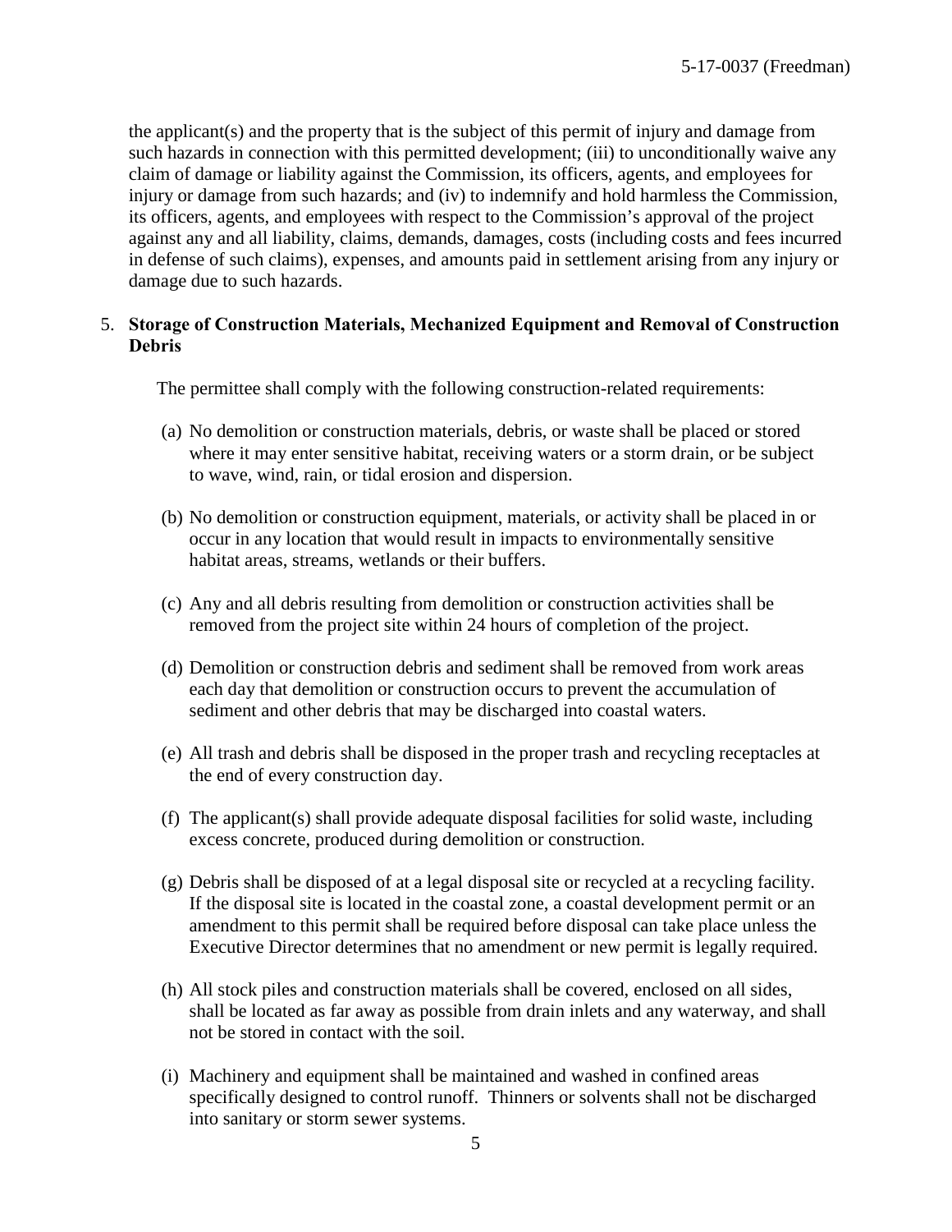the applicant(s) and the property that is the subject of this permit of injury and damage from such hazards in connection with this permitted development; (iii) to unconditionally waive any claim of damage or liability against the Commission, its officers, agents, and employees for injury or damage from such hazards; and (iv) to indemnify and hold harmless the Commission, its officers, agents, and employees with respect to the Commission's approval of the project against any and all liability, claims, demands, damages, costs (including costs and fees incurred in defense of such claims), expenses, and amounts paid in settlement arising from any injury or damage due to such hazards.

5. **Storage of Construction Materials, Mechanized Equipment and Removal of Construction Debris**

   The permittee shall comply with the following construction-related requirements:

   (a) No demolition or construction materials, debris, or waste shall be placed or stored where it may enter sensitive habitat, receiving waters or a storm drain, or be subject to wave, wind, rain, or tidal erosion and dispersion.

   (b) No demolition or construction equipment, materials, or activity shall be placed in or occur in any location that would result in impacts to environmentally sensitive habitat areas, streams, wetlands or their buffers.

   (c) Any and all debris resulting from demolition or construction activities shall be removed from the project site within 24 hours of completion of the project.

   (d) Demolition or construction debris and sediment shall be removed from work areas each day that demolition or construction occurs to prevent the accumulation of sediment and other debris that may be discharged into coastal waters.

   (e) All trash and debris shall be disposed in the proper trash and recycling receptacles at the end of every construction day.

   (f) The applicant(s) shall provide adequate disposal facilities for solid waste, including excess concrete, produced during demolition or construction.

   (g) Debris shall be disposed of at a legal disposal site or recycled at a recycling facility. If the disposal site is located in the coastal zone, a coastal development permit or an amendment to this permit shall be required before disposal can take place unless the Executive Director determines that no amendment or new permit is legally required.

   (h) All stock piles and construction materials shall be covered, enclosed on all sides, shall be located as far away as possible from drain inlets and any waterway, and shall not be stored in contact with the soil.

   (i) Machinery and equipment shall be maintained and washed in confined areas specifically designed to control runoff. Thinners or solvents shall not be discharged into sanitary or storm sewer systems.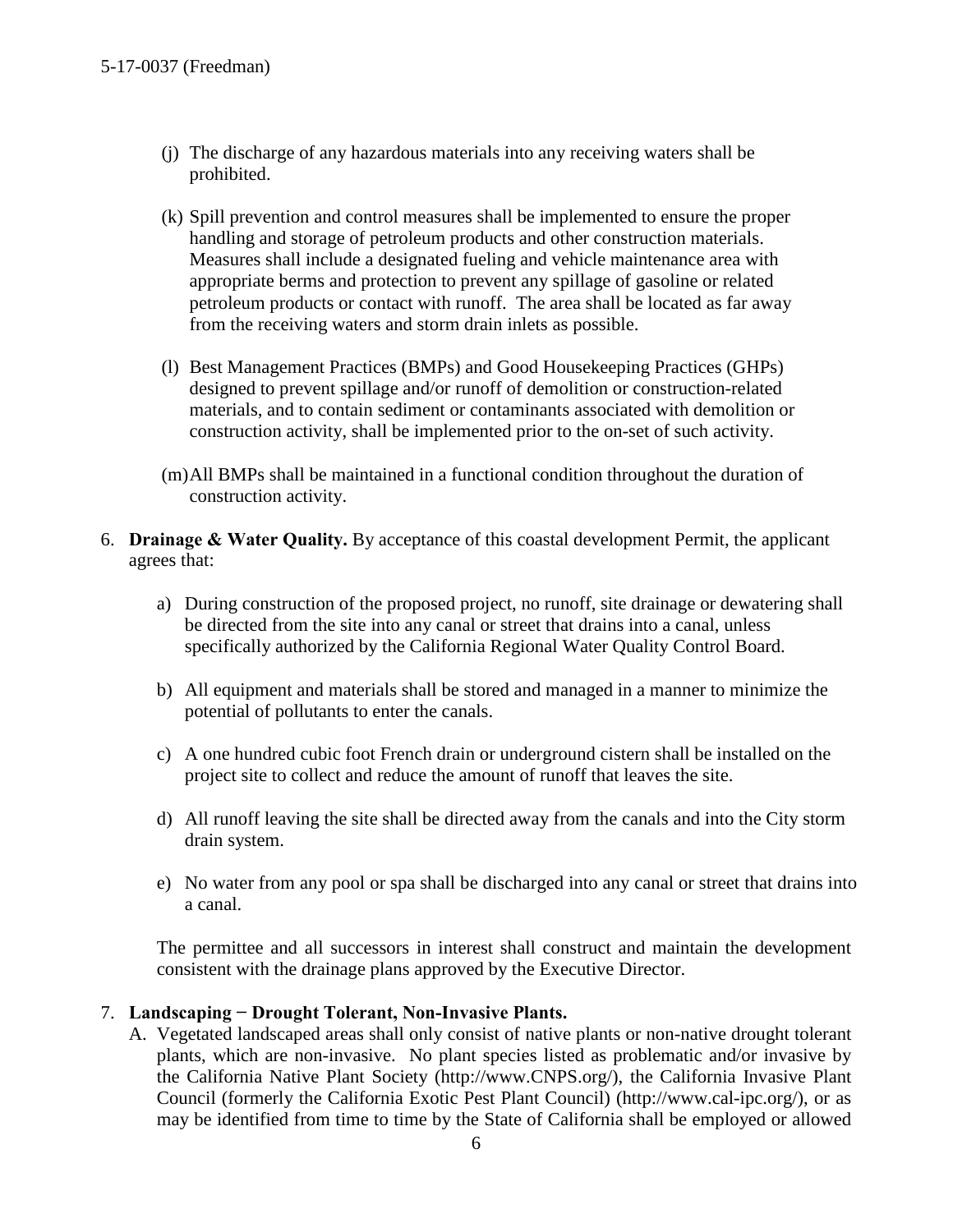(j) The discharge of any hazardous materials into any receiving waters shall be prohibited.

(k) Spill prevention and control measures shall be implemented to ensure the proper handling and storage of petroleum products and other construction materials. Measures shall include a designated fueling and vehicle maintenance area with appropriate berms and protection to prevent any spillage of gasoline or related petroleum products or contact with runoff. The area shall be located as far away from the receiving waters and storm drain inlets as possible.

(l) Best Management Practices (BMPs) and Good Housekeeping Practices (GHPs) designed to prevent spillage and/or runoff of demolition or construction-related materials, and to contain sediment or contaminants associated with demolition or construction activity, shall be implemented prior to the on-set of such activity.

(m) All BMPs shall be maintained in a functional condition throughout the duration of construction activity.

6. **Drainage & Water Quality.** By acceptance of this coastal development Permit, the applicant agrees that:

   a) During construction of the proposed project, no runoff, site drainage or dewatering shall be directed from the site into any canal or street that drains into a canal, unless specifically authorized by the California Regional Water Quality Control Board.

   b) All equipment and materials shall be stored and managed in a manner to minimize the potential of pollutants to enter the canals.

   c) A one hundred cubic foot French drain or underground cistern shall be installed on the project site to collect and reduce the amount of runoff that leaves the site.

   d) All runoff leaving the site shall be directed away from the canals and into the City storm drain system.

   e) No water from any pool or spa shall be discharged into any canal or street that drains into a canal.

   The permittee and all successors in interest shall construct and maintain the development consistent with the drainage plans approved by the Executive Director.

7. **Landscaping – Drought Tolerant, Non-Invasive Plants.**

   A. Vegetated landscaped areas shall only consist of native plants or non-native drought tolerant plants, which are non-invasive. No plant species listed as problematic and/or invasive by the California Native Plant Society (http://www.CNPS.org/), the California Invasive Plant Council (formerly the California Exotic Pest Plant Council) (http://www.cal-ipc.org/), or as may be identified from time to time by the State of California shall be employed or allowed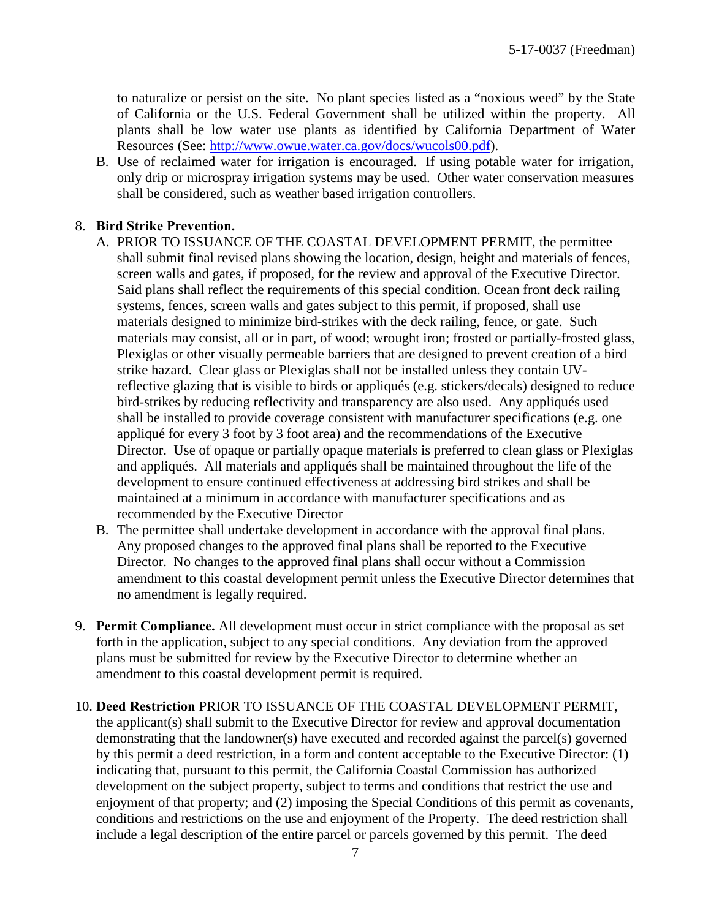to naturalize or persist on the site. No plant species listed as a "noxious weed" by the State of California or the U.S. Federal Government shall be utilized within the property. All plants shall be low water use plants as identified by California Department of Water Resources (See: [http://www.owue.water.ca.gov/docs/wucols00.pdf](http://www.owue.water.ca.gov/docs/wucols00.pdf)).

B. Use of reclaimed water for irrigation is encouraged. If using potable water for irrigation, only drip or microspray irrigation systems may be used. Other water conservation measures shall be considered, such as weather based irrigation controllers.

8. **Bird Strike Prevention.**

   A. PRIOR TO ISSUANCE OF THE COASTAL DEVELOPMENT PERMIT, the permittee shall submit final revised plans showing the location, design, height and materials of fences, screen walls and gates, if proposed, for the review and approval of the Executive Director. Said plans shall reflect the requirements of this special condition. Ocean front deck railing systems, fences, screen walls and gates subject to this permit, if proposed, shall use materials designed to minimize bird-strikes with the deck railing, fence, or gate. Such materials may consist, all or in part, of wood; wrought iron; frosted or partially-frosted glass, Plexiglas or other visually permeable barriers that are designed to prevent creation of a bird strike hazard. Clear glass or Plexiglas shall not be installed unless they contain UV-reflective glazing that is visible to birds or appliqués (e.g. stickers/decals) designed to reduce bird-strikes by reducing reflectivity and transparency are also used. Any appliqués used shall be installed to provide coverage consistent with manufacturer specifications (e.g. one appliqué for every 3 foot by 3 foot area) and the recommendations of the Executive Director. Use of opaque or partially opaque materials is preferred to clean glass or Plexiglas and appliqués. All materials and appliqués shall be maintained throughout the life of the development to ensure continued effectiveness at addressing bird strikes and shall be maintained at a minimum in accordance with manufacturer specifications and as recommended by the Executive Director

   B. The permittee shall undertake development in accordance with the approval final plans. Any proposed changes to the approved final plans shall be reported to the Executive Director. No changes to the approved final plans shall occur without a Commission amendment to this coastal development permit unless the Executive Director determines that no amendment is legally required.

9. **Permit Compliance.** All development must occur in strict compliance with the proposal as set forth in the application, subject to any special conditions. Any deviation from the approved plans must be submitted for review by the Executive Director to determine whether an amendment to this coastal development permit is required.

10. **Deed Restriction** PRIOR TO ISSUANCE OF THE COASTAL DEVELOPMENT PERMIT, the applicant(s) shall submit to the Executive Director for review and approval documentation demonstrating that the landowner(s) have executed and recorded against the parcel(s) governed by this permit a deed restriction, in a form and content acceptable to the Executive Director: (1) indicating that, pursuant to this permit, the California Coastal Commission has authorized development on the subject property, subject to terms and conditions that restrict the use and enjoyment of that property; and (2) imposing the Special Conditions of this permit as covenants, conditions and restrictions on the use and enjoyment of the Property. The deed restriction shall include a legal description of the entire parcel or parcels governed by this permit. The deed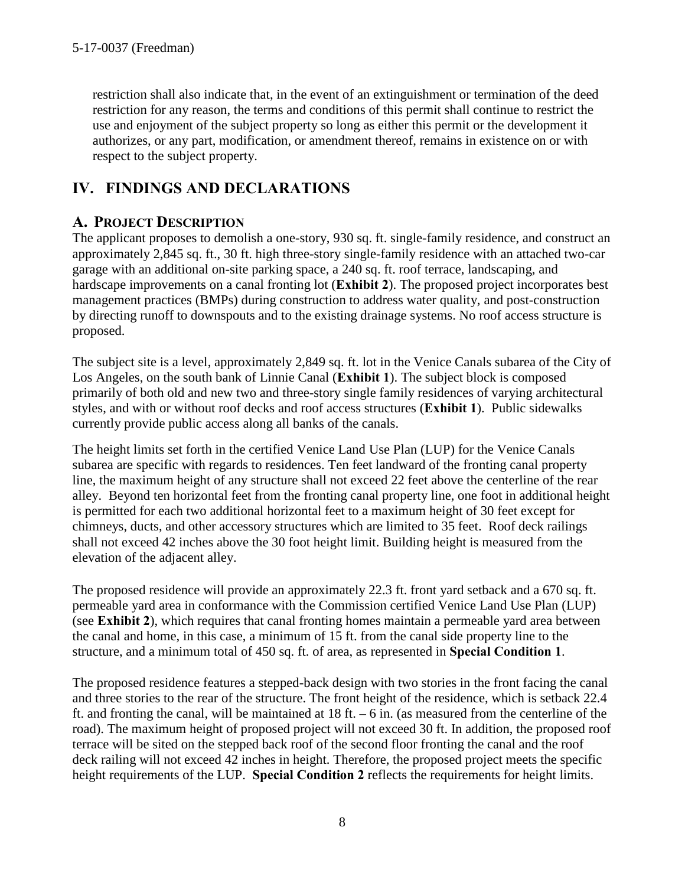restriction shall also indicate that, in the event of an extinguishment or termination of the deed restriction for any reason, the terms and conditions of this permit shall continue to restrict the use and enjoyment of the subject property so long as either this permit or the development it authorizes, or any part, modification, or amendment thereof, remains in existence on or with respect to the subject property.

## IV. FINDINGS AND DECLARATIONS

### A. PROJECT DESCRIPTION

The applicant proposes to demolish a one-story, 930 sq. ft. single-family residence, and construct an approximately 2,845 sq. ft., 30 ft. high three-story single-family residence with an attached two-car garage with an additional on-site parking space, a 240 sq. ft. roof terrace, landscaping, and hardscape improvements on a canal fronting lot (**Exhibit 2**). The proposed project incorporates best management practices (BMPs) during construction to address water quality, and post-construction by directing runoff to downspouts and to the existing drainage systems. No roof access structure is proposed.

The subject site is a level, approximately 2,849 sq. ft. lot in the Venice Canals subarea of the City of Los Angeles, on the south bank of Linnie Canal (**Exhibit 1**). The subject block is composed primarily of both old and new two and three-story single family residences of varying architectural styles, and with or without roof decks and roof access structures (**Exhibit 1**). Public sidewalks currently provide public access along all banks of the canals.

The height limits set forth in the certified Venice Land Use Plan (LUP) for the Venice Canals subarea are specific with regards to residences. Ten feet landward of the fronting canal property line, the maximum height of any structure shall not exceed 22 feet above the centerline of the rear alley. Beyond ten horizontal feet from the fronting canal property line, one foot in additional height is permitted for each two additional horizontal feet to a maximum height of 30 feet except for chimneys, ducts, and other accessory structures which are limited to 35 feet. Roof deck railings shall not exceed 42 inches above the 30 foot height limit. Building height is measured from the elevation of the adjacent alley.

The proposed residence will provide an approximately 22.3 ft. front yard setback and a 670 sq. ft. permeable yard area in conformance with the Commission certified Venice Land Use Plan (LUP) (see **Exhibit 2**), which requires that canal fronting homes maintain a permeable yard area between the canal and home, in this case, a minimum of 15 ft. from the canal side property line to the structure, and a minimum total of 450 sq. ft. of area, as represented in **Special Condition 1**.

The proposed residence features a stepped-back design with two stories in the front facing the canal and three stories to the rear of the structure. The front height of the residence, which is setback 22.4 ft. and fronting the canal, will be maintained at 18 ft. – 6 in. (as measured from the centerline of the road). The maximum height of proposed project will not exceed 30 ft. In addition, the proposed roof terrace will be sited on the stepped back roof of the second floor fronting the canal and the roof deck railing will not exceed 42 inches in height. Therefore, the proposed project meets the specific height requirements of the LUP. **Special Condition 2** reflects the requirements for height limits.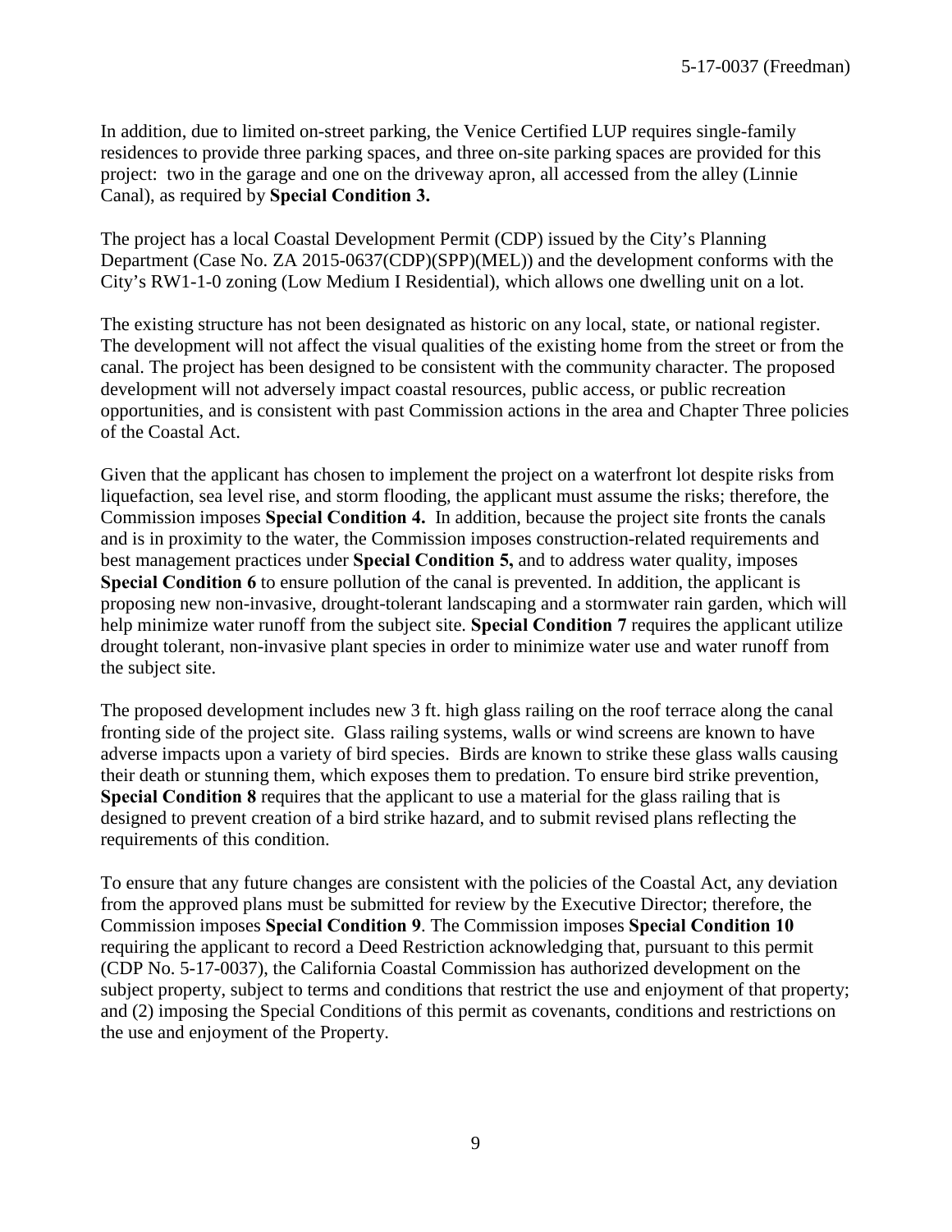In addition, due to limited on-street parking, the Venice Certified LUP requires single-family residences to provide three parking spaces, and three on-site parking spaces are provided for this project: two in the garage and one on the driveway apron, all accessed from the alley (Linnie Canal), as required by **Special Condition 3.**

The project has a local Coastal Development Permit (CDP) issued by the City's Planning Department (Case No. ZA 2015-0637(CDP)(SPP)(MEL)) and the development conforms with the City's RW1-1-0 zoning (Low Medium I Residential), which allows one dwelling unit on a lot.

The existing structure has not been designated as historic on any local, state, or national register. The development will not affect the visual qualities of the existing home from the street or from the canal. The project has been designed to be consistent with the community character. The proposed development will not adversely impact coastal resources, public access, or public recreation opportunities, and is consistent with past Commission actions in the area and Chapter Three policies of the Coastal Act.

Given that the applicant has chosen to implement the project on a waterfront lot despite risks from liquefaction, sea level rise, and storm flooding, the applicant must assume the risks; therefore, the Commission imposes **Special Condition 4.** In addition, because the project site fronts the canals and is in proximity to the water, the Commission imposes construction-related requirements and best management practices under **Special Condition 5,** and to address water quality, imposes **Special Condition 6** to ensure pollution of the canal is prevented. In addition, the applicant is proposing new non-invasive, drought-tolerant landscaping and a stormwater rain garden, which will help minimize water runoff from the subject site. **Special Condition 7** requires the applicant utilize drought tolerant, non-invasive plant species in order to minimize water use and water runoff from the subject site.

The proposed development includes new 3 ft. high glass railing on the roof terrace along the canal fronting side of the project site. Glass railing systems, walls or wind screens are known to have adverse impacts upon a variety of bird species. Birds are known to strike these glass walls causing their death or stunning them, which exposes them to predation. To ensure bird strike prevention, **Special Condition 8** requires that the applicant to use a material for the glass railing that is designed to prevent creation of a bird strike hazard, and to submit revised plans reflecting the requirements of this condition.

To ensure that any future changes are consistent with the policies of the Coastal Act, any deviation from the approved plans must be submitted for review by the Executive Director; therefore, the Commission imposes **Special Condition 9**. The Commission imposes **Special Condition 10** requiring the applicant to record a Deed Restriction acknowledging that, pursuant to this permit (CDP No. 5-17-0037), the California Coastal Commission has authorized development on the subject property, subject to terms and conditions that restrict the use and enjoyment of that property; and (2) imposing the Special Conditions of this permit as covenants, conditions and restrictions on the use and enjoyment of the Property.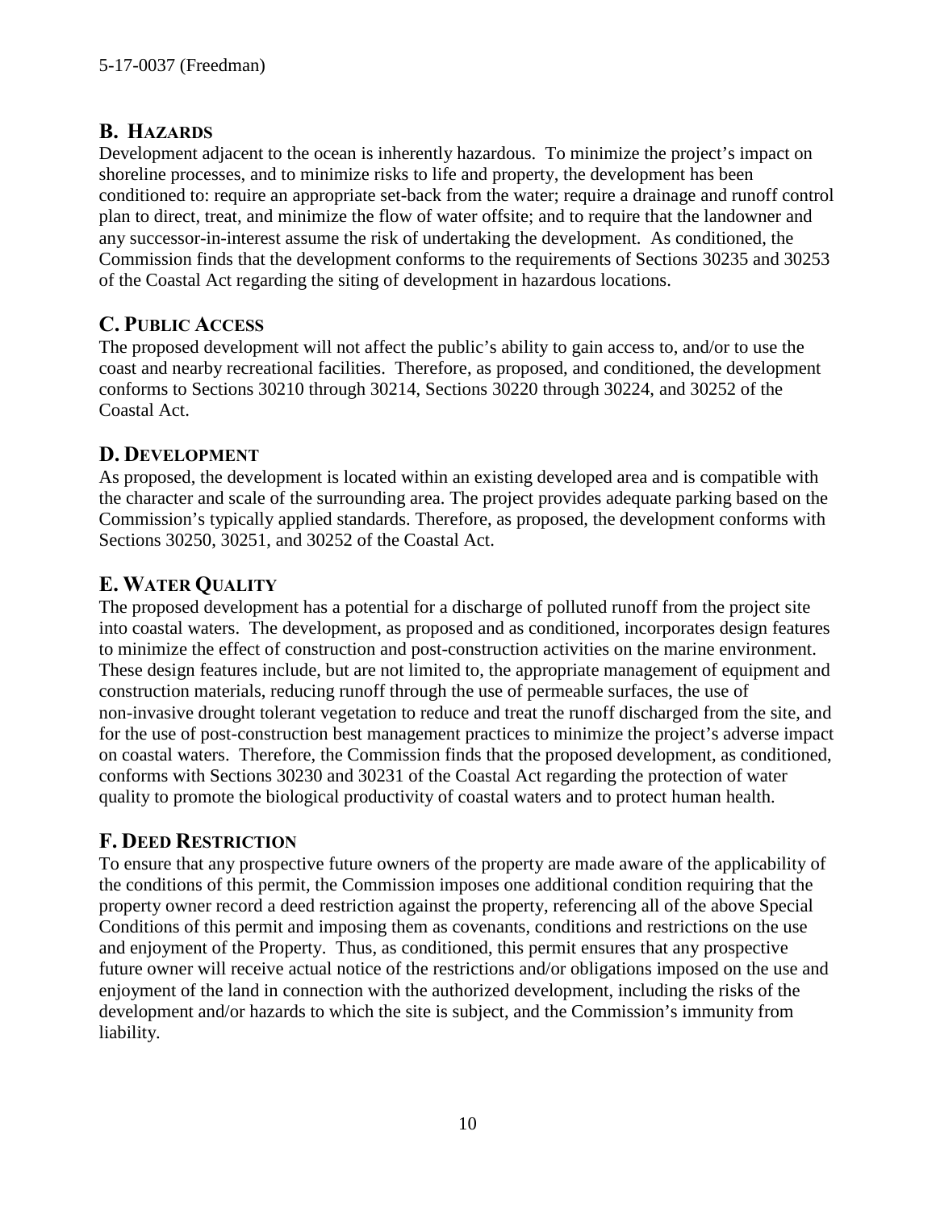## B. HAZARDS

Development adjacent to the ocean is inherently hazardous. To minimize the project's impact on shoreline processes, and to minimize risks to life and property, the development has been conditioned to: require an appropriate set-back from the water; require a drainage and runoff control plan to direct, treat, and minimize the flow of water offsite; and to require that the landowner and any successor-in-interest assume the risk of undertaking the development. As conditioned, the Commission finds that the development conforms to the requirements of Sections 30235 and 30253 of the Coastal Act regarding the siting of development in hazardous locations.

## C. PUBLIC ACCESS

The proposed development will not affect the public's ability to gain access to, and/or to use the coast and nearby recreational facilities. Therefore, as proposed, and conditioned, the development conforms to Sections 30210 through 30214, Sections 30220 through 30224, and 30252 of the Coastal Act.

## D. DEVELOPMENT

As proposed, the development is located within an existing developed area and is compatible with the character and scale of the surrounding area. The project provides adequate parking based on the Commission's typically applied standards. Therefore, as proposed, the development conforms with Sections 30250, 30251, and 30252 of the Coastal Act.

## E. WATER QUALITY

The proposed development has a potential for a discharge of polluted runoff from the project site into coastal waters. The development, as proposed and as conditioned, incorporates design features to minimize the effect of construction and post-construction activities on the marine environment. These design features include, but are not limited to, the appropriate management of equipment and construction materials, reducing runoff through the use of permeable surfaces, the use of non-invasive drought tolerant vegetation to reduce and treat the runoff discharged from the site, and for the use of post-construction best management practices to minimize the project's adverse impact on coastal waters. Therefore, the Commission finds that the proposed development, as conditioned, conforms with Sections 30230 and 30231 of the Coastal Act regarding the protection of water quality to promote the biological productivity of coastal waters and to protect human health.

## F. DEED RESTRICTION

To ensure that any prospective future owners of the property are made aware of the applicability of the conditions of this permit, the Commission imposes one additional condition requiring that the property owner record a deed restriction against the property, referencing all of the above Special Conditions of this permit and imposing them as covenants, conditions and restrictions on the use and enjoyment of the Property. Thus, as conditioned, this permit ensures that any prospective future owner will receive actual notice of the restrictions and/or obligations imposed on the use and enjoyment of the land in connection with the authorized development, including the risks of the development and/or hazards to which the site is subject, and the Commission's immunity from liability.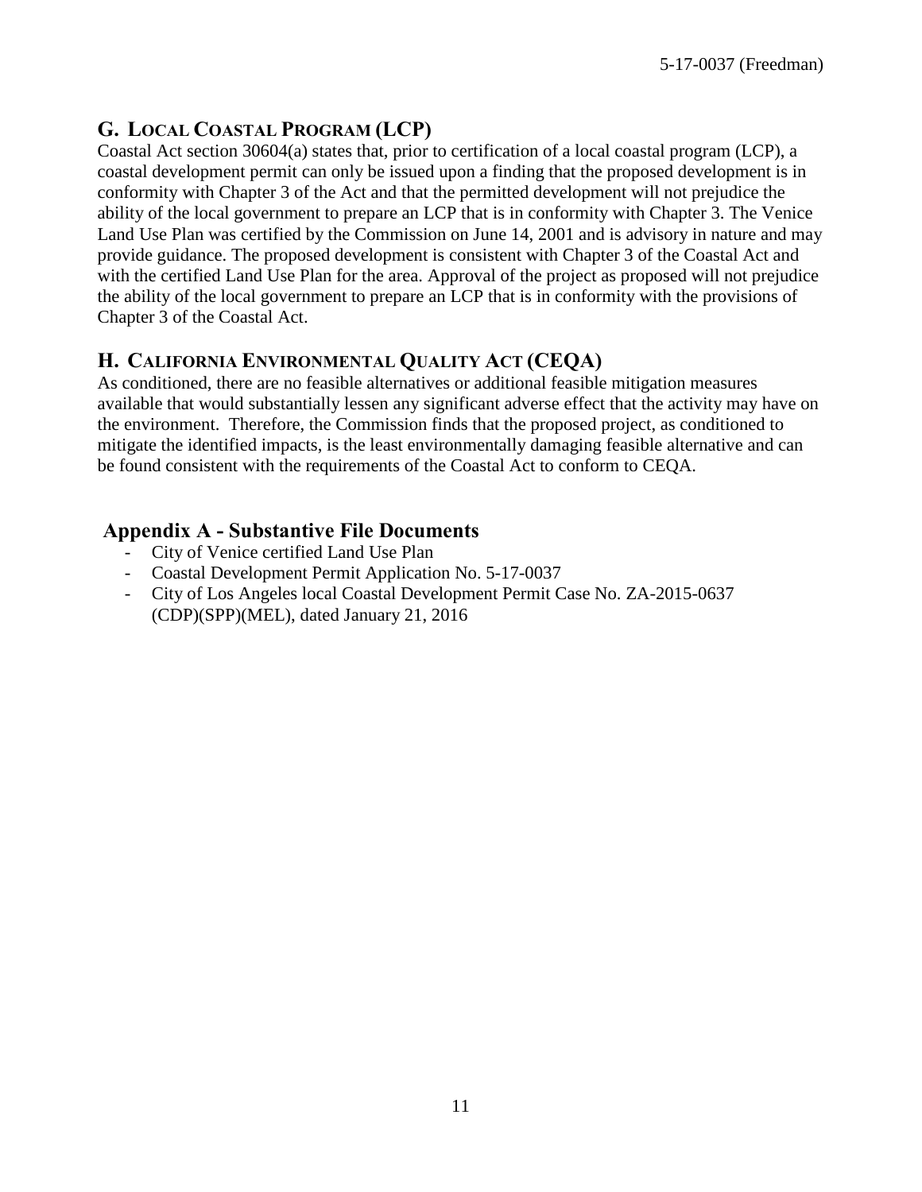## G. Local Coastal Program (LCP)

Coastal Act section 30604(a) states that, prior to certification of a local coastal program (LCP), a coastal development permit can only be issued upon a finding that the proposed development is in conformity with Chapter 3 of the Act and that the permitted development will not prejudice the ability of the local government to prepare an LCP that is in conformity with Chapter 3. The Venice Land Use Plan was certified by the Commission on June 14, 2001 and is advisory in nature and may provide guidance. The proposed development is consistent with Chapter 3 of the Coastal Act and with the certified Land Use Plan for the area. Approval of the project as proposed will not prejudice the ability of the local government to prepare an LCP that is in conformity with the provisions of Chapter 3 of the Coastal Act.

## H. California Environmental Quality Act (CEQA)

As conditioned, there are no feasible alternatives or additional feasible mitigation measures available that would substantially lessen any significant adverse effect that the activity may have on the environment. Therefore, the Commission finds that the proposed project, as conditioned to mitigate the identified impacts, is the least environmentally damaging feasible alternative and can be found consistent with the requirements of the Coastal Act to conform to CEQA.

## Appendix A - Substantive File Documents

- City of Venice certified Land Use Plan
- Coastal Development Permit Application No. 5-17-0037
- City of Los Angeles local Coastal Development Permit Case No. ZA-2015-0637 (CDP)(SPP)(MEL), dated January 21, 2016